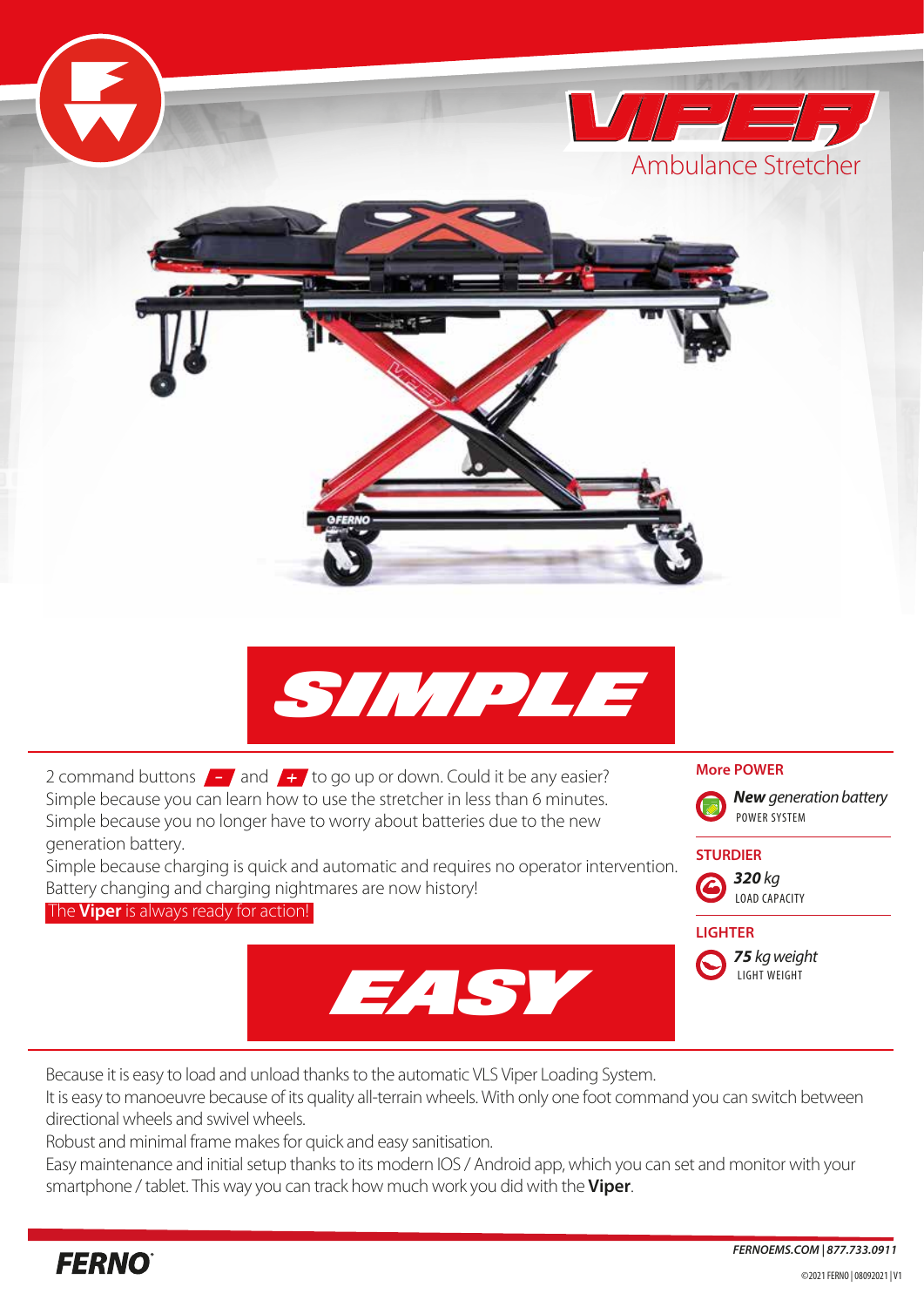# VIPER

## Ambulance Stretcher

## SIMPLE

2 command buttons **-** and **+** to go up or down. Could it be any easier?
Simple because you can learn how to use the stretcher in less than 6 minutes.
Simple because you no longer have to worry about batteries due to the new generation battery.
Simple because charging is quick and automatic and requires no operator intervention.
Battery changing and charging nightmares are now history!
The **Viper** is always ready for action!

**More POWER**

***New*** *generation battery*
POWER SYSTEM

**STURDIER**

***320*** *kg*
LOAD CAPACITY

**LIGHTER**

***75*** *kg weight*
LIGHT WEIGHT

## EASY

Because it is easy to load and unload thanks to the automatic VLS Viper Loading System.
It is easy to manoeuvre because of its quality all-terrain wheels. With only one foot command you can switch between directional wheels and swivel wheels.
Robust and minimal frame makes for quick and easy sanitisation.
Easy maintenance and initial setup thanks to its modern IOS / Android app, which you can set and monitor with your smartphone / tablet. This way you can track how much work you did with the **Viper**.

FERNO

*FERNOEMS.COM | 877.733.0911*

©2021 FERNO | 08092021 | V1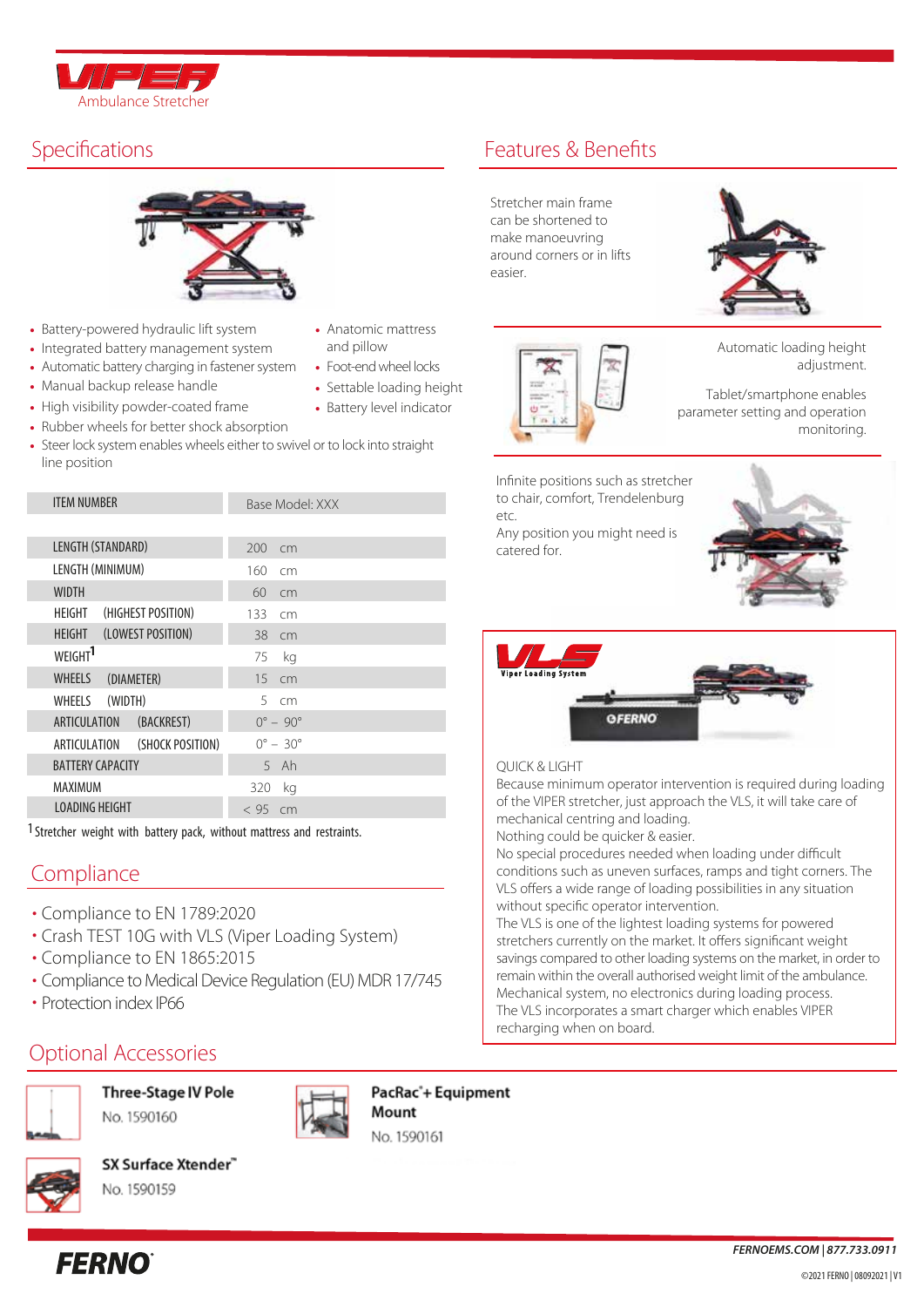VIPER
Ambulance Stretcher

## Specifications

- Battery-powered hydraulic lift system
- Integrated battery management system
- Automatic battery charging in fastener system
- Manual backup release handle
- High visibility powder-coated frame
- Rubber wheels for better shock absorption
- Steer lock system enables wheels either to swivel or to lock into straight line position
- Anatomic mattress and pillow
- Foot-end wheel locks
- Settable loading height
- Battery level indicator

| ITEM NUMBER | Base Model: XXX |
|---|---|
| LENGTH (STANDARD) | 200 cm |
| LENGTH (MINIMUM) | 160 cm |
| WIDTH | 60 cm |
| HEIGHT (HIGHEST POSITION) | 133 cm |
| HEIGHT (LOWEST POSITION) | 38 cm |
| WEIGHT[1] | 75 kg |
| WHEELS (DIAMETER) | 15 cm |
| WHEELS (WIDTH) | 5 cm |
| ARTICULATION (BACKREST) | 0° – 90° |
| ARTICULATION (SHOCK POSITION) | 0° – 30° |
| BATTERY CAPACITY | 5 Ah |
| MAXIMUM | 320 kg |
| LOADING HEIGHT | < 95 cm |

[1] Stretcher weight with battery pack, without mattress and restraints.

## Compliance

- Compliance to EN 1789:2020
- Crash TEST 10G with VLS (Viper Loading System)
- Compliance to EN 1865:2015
- Compliance to Medical Device Regulation (EU) MDR 17/745
- Protection index IP66

## Features & Benefits

Stretcher main frame can be shortened to make manoeuvring around corners or in lifts easier.

Automatic loading height adjustment.

Tablet/smartphone enables parameter setting and operation monitoring.

Infinite positions such as stretcher to chair, comfort, Trendelenburg etc.
Any position you might need is catered for.

VLS
Viper Loading System

QUICK & LIGHT
Because minimum operator intervention is required during loading of the VIPER stretcher, just approach the VLS, it will take care of mechanical centring and loading.
Nothing could be quicker & easier.
No special procedures needed when loading under difficult conditions such as uneven surfaces, ramps and tight corners. The VLS offers a wide range of loading possibilities in any situation without specific operator intervention.
The VLS is one of the lightest loading systems for powered stretchers currently on the market. It offers significant weight savings compared to other loading systems on the market, in order to remain within the overall authorised weight limit of the ambulance.
Mechanical system, no electronics during loading process.
The VLS incorporates a smart charger which enables VIPER recharging when on board.

## Optional Accessories

**Three-Stage IV Pole**
No. 1590160

**PacRac®+ Equipment Mount**
No. 1590161

**SX Surface Xtender™**
No. 1590159

FERNO

FERNOEMS.COM | 877.733.0911

©2021 FERNO | 08092021 | V1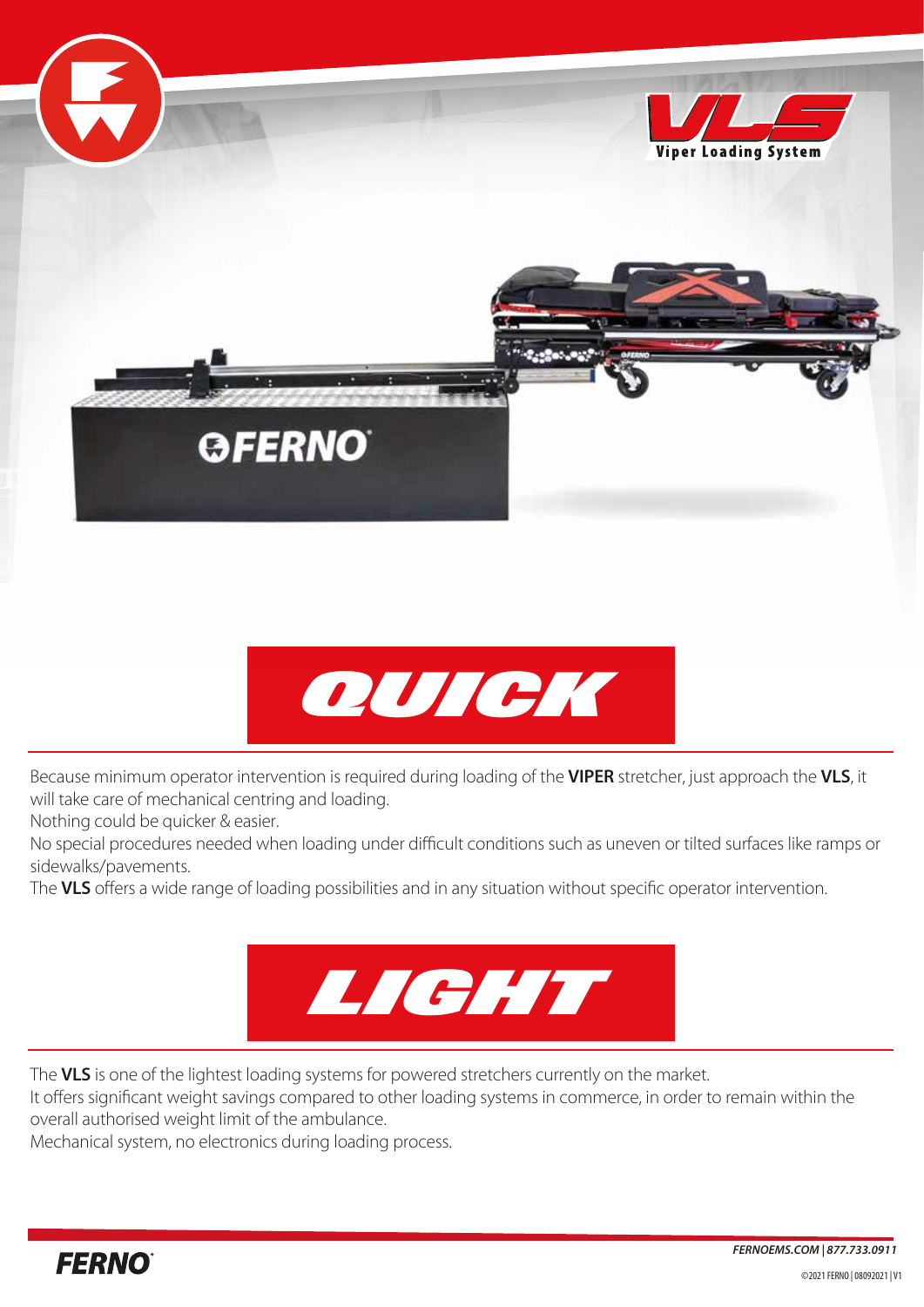# VLS Viper Loading System

## QUICK

Because minimum operator intervention is required during loading of the **VIPER** stretcher, just approach the **VLS**, it will take care of mechanical centring and loading.

Nothing could be quicker & easier.

No special procedures needed when loading under difficult conditions such as uneven or tilted surfaces like ramps or sidewalks/pavements.

The **VLS** offers a wide range of loading possibilities and in any situation without specific operator intervention.

## LIGHT

The **VLS** is one of the lightest loading systems for powered stretchers currently on the market.

It offers significant weight savings compared to other loading systems in commerce, in order to remain within the overall authorised weight limit of the ambulance.

Mechanical system, no electronics during loading process.

FERNOEMS.COM | 877.733.0911

©2021 FERNO | 08092021 | V1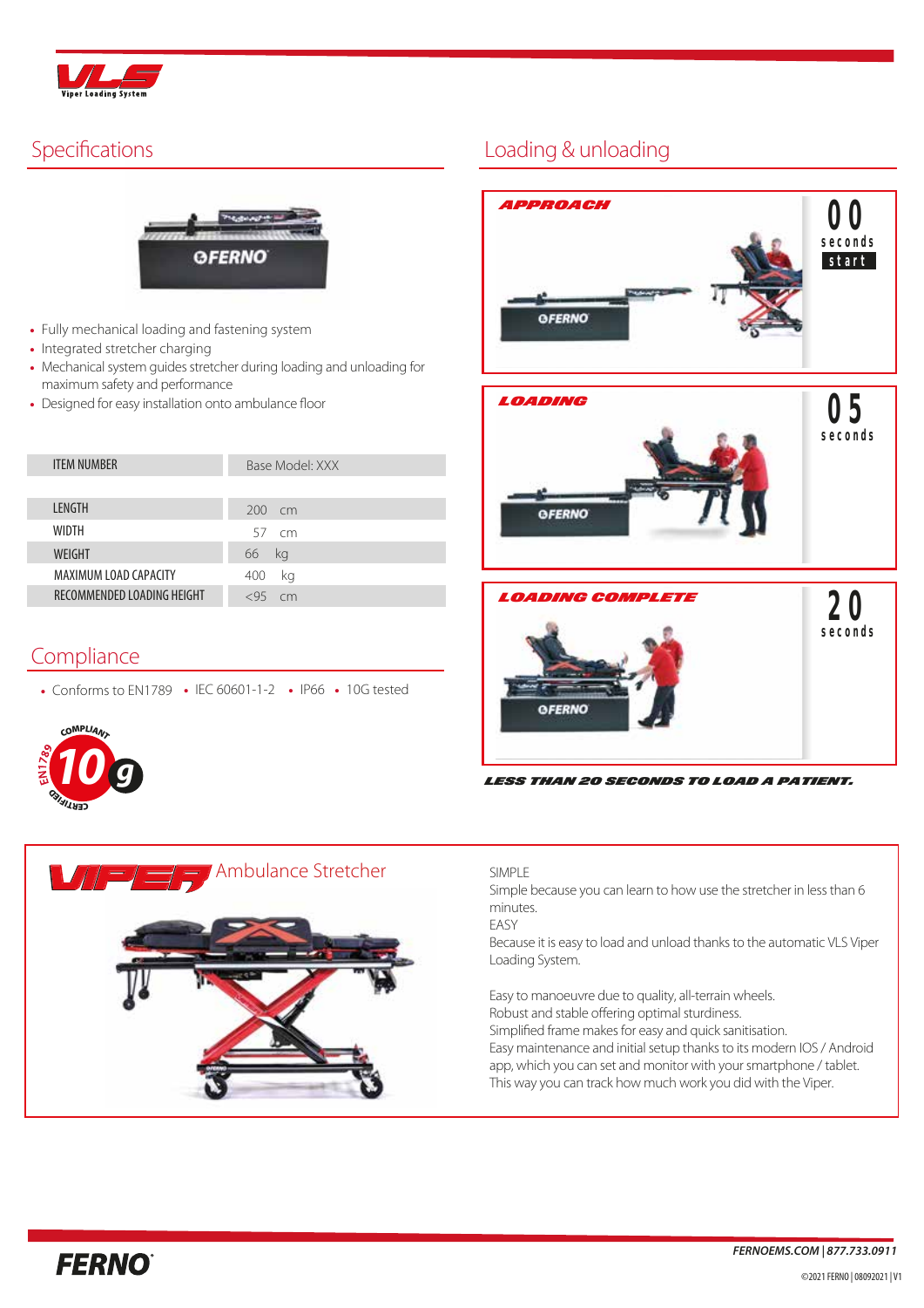VLS
Viper Loading System

## Specifications

- Fully mechanical loading and fastening system
- Integrated stretcher charging
- Mechanical system guides stretcher during loading and unloading for maximum safety and performance
- Designed for easy installation onto ambulance floor

| | |
|---|---|
| ITEM NUMBER | Base Model: XXX |
| LENGTH | 200 cm |
| WIDTH | 57 cm |
| WEIGHT | 66 kg |
| MAXIMUM LOAD CAPACITY | 400 kg |
| RECOMMENDED LOADING HEIGHT | <95 cm |

## Compliance

- Conforms to EN1789
- IEC 60601-1-2
- IP66
- 10G tested

EN1789 COMPLIANT 10g CERTIFIED

## Loading & unloading

**APPROACH** — 00 seconds start

**LOADING** — 05 seconds

**LOADING COMPLETE** — 20 seconds

**LESS THAN 20 SECONDS TO LOAD A PATIENT.**

## VIPER Ambulance Stretcher

SIMPLE
Simple because you can learn to how use the stretcher in less than 6 minutes.
EASY
Because it is easy to load and unload thanks to the automatic VLS Viper Loading System.

Easy to manoeuvre due to quality, all-terrain wheels.
Robust and stable offering optimal sturdiness.
Simplified frame makes for easy and quick sanitisation.
Easy maintenance and initial setup thanks to its modern IOS / Android app, which you can set and monitor with your smartphone / tablet. This way you can track how much work you did with the Viper.

FERNO

FERNOEMS.COM | 877.733.0911

©2021 FERNO | 08092021 | V1